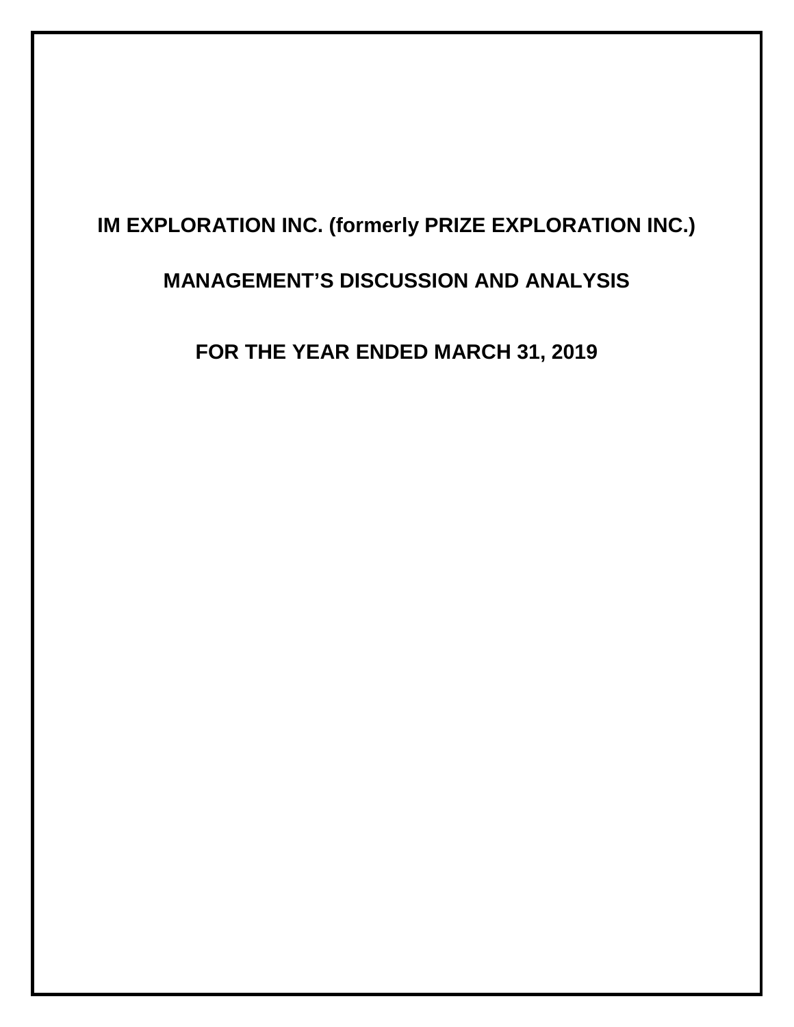# IM EXPLORATION INC. (formerly PRIZE EXPLORATION INC.)

# MANAGEMENT'S DISCUSSION AND ANALYSIS

# FOR THE YEAR ENDED MARCH 31, 2019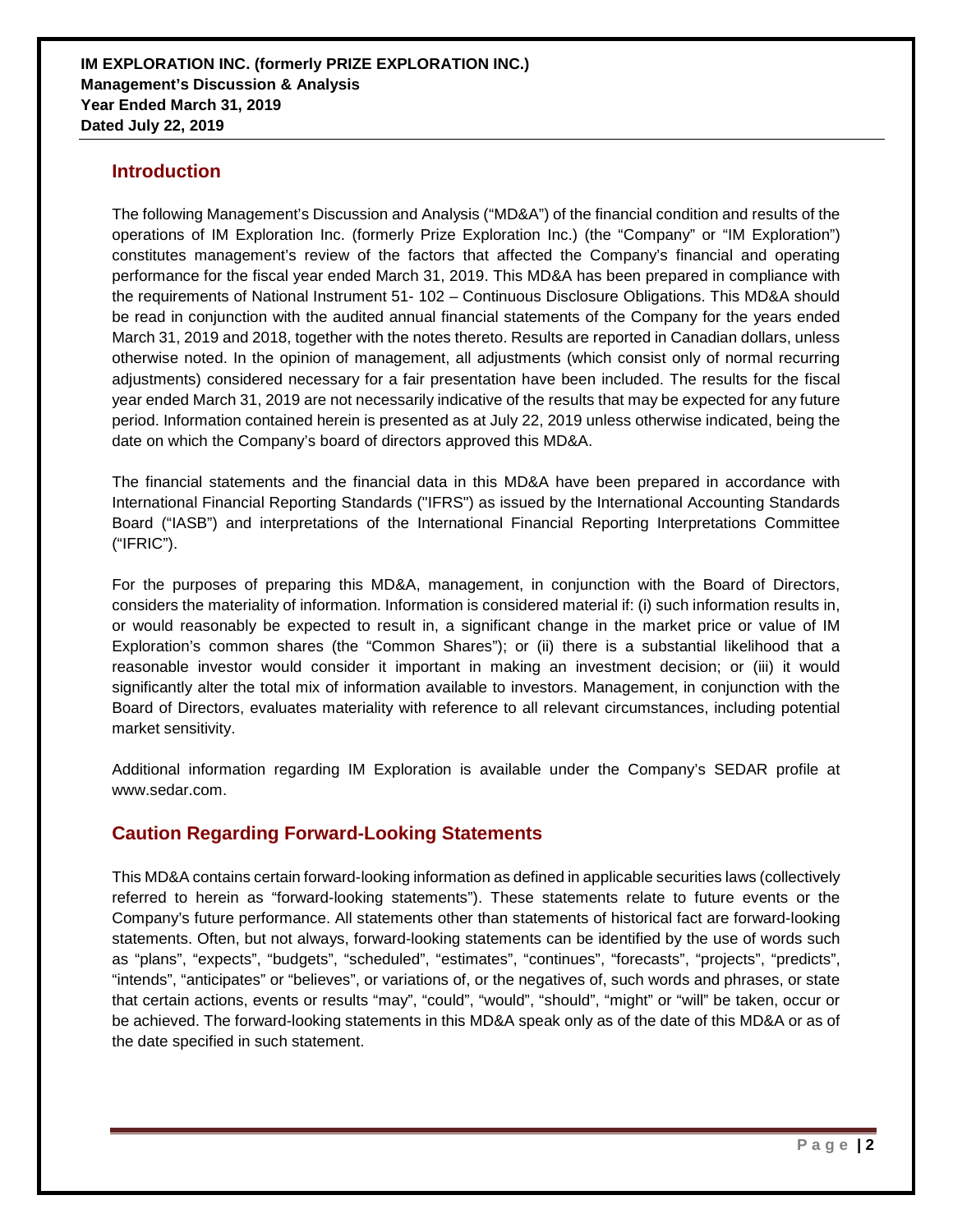## Introduction

The following Management's Discussion and Analysis ("MD&A") of the financial condition and results of the operations of IM Exploration Inc. (formerly Prize Exploration Inc.) (the "Company" or "IM Exploration") constitutes management's review of the factors that affected the Company's financial and operating performance for the fiscal year ended March 31, 2019. This MD&A has been prepared in compliance with the requirements of National Instrument 51- 102 – Continuous Disclosure Obligations. This MD&A should be read in conjunction with the audited annual financial statements of the Company for the years ended March 31, 2019 and 2018, together with the notes thereto. Results are reported in Canadian dollars, unless otherwise noted. In the opinion of management, all adjustments (which consist only of normal recurring adjustments) considered necessary for a fair presentation have been included. The results for the fiscal year ended March 31, 2019 are not necessarily indicative of the results that may be expected for any future period. Information contained herein is presented as at July 22, 2019 unless otherwise indicated, being the date on which the Company's board of directors approved this MD&A.

The financial statements and the financial data in this MD&A have been prepared in accordance with International Financial Reporting Standards ("IFRS") as issued by the International Accounting Standards Board ("IASB") and interpretations of the International Financial Reporting Interpretations Committee ("IFRIC").

For the purposes of preparing this MD&A, management, in conjunction with the Board of Directors, considers the materiality of information. Information is considered material if: (i) such information results in, or would reasonably be expected to result in, a significant change in the market price or value of IM Exploration's common shares (the "Common Shares"); or (ii) there is a substantial likelihood that a reasonable investor would consider it important in making an investment decision; or (iii) it would significantly alter the total mix of information available to investors. Management, in conjunction with the Board of Directors, evaluates materiality with reference to all relevant circumstances, including potential market sensitivity.

Additional information regarding IM Exploration is available under the Company's SEDAR profile at www.sedar.com.

## Caution Regarding Forward-Looking Statements

This MD&A contains certain forward-looking information as defined in applicable securities laws (collectively referred to herein as "forward-looking statements"). These statements relate to future events or the Company's future performance. All statements other than statements of historical fact are forward-looking statements. Often, but not always, forward-looking statements can be identified by the use of words such as "plans", "expects", "budgets", "scheduled", "estimates", "continues", "forecasts", "projects", "predicts", "intends", "anticipates" or "believes", or variations of, or the negatives of, such words and phrases, or state that certain actions, events or results "may", "could", "would", "should", "might" or "will" be taken, occur or be achieved. The forward-looking statements in this MD&A speak only as of the date of this MD&A or as of the date specified in such statement.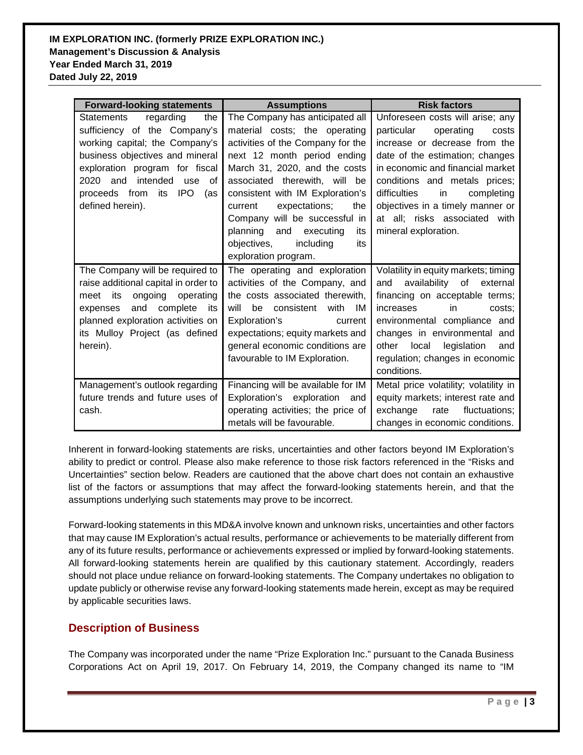| Forward-looking statements | Assumptions | Risk factors |
|---|---|---|
| Statements regarding the sufficiency of the Company's working capital; the Company's business objectives and mineral exploration program for fiscal 2020 and intended use of proceeds from its IPO (as defined herein). | The Company has anticipated all material costs; the operating activities of the Company for the next 12 month period ending March 31, 2020, and the costs associated therewith, will be consistent with IM Exploration's current expectations; the Company will be successful in planning and executing its objectives, including its exploration program. | Unforeseen costs will arise; any particular operating costs increase or decrease from the date of the estimation; changes in economic and financial market conditions and metals prices; difficulties in completing objectives in a timely manner or at all; risks associated with mineral exploration. |
| The Company will be required to raise additional capital in order to meet its ongoing operating expenses and complete its planned exploration activities on its Mulloy Project (as defined herein). | The operating and exploration activities of the Company, and the costs associated therewith, will be consistent with IM Exploration's current expectations; equity markets and general economic conditions are favourable to IM Exploration. | Volatility in equity markets; timing and availability of external financing on acceptable terms; increases in costs; environmental compliance and changes in environmental and other local legislation and regulation; changes in economic conditions. |
| Management's outlook regarding future trends and future uses of cash. | Financing will be available for IM Exploration's exploration and operating activities; the price of metals will be favourable. | Metal price volatility; volatility in equity markets; interest rate and exchange rate fluctuations; changes in economic conditions. |

Inherent in forward-looking statements are risks, uncertainties and other factors beyond IM Exploration's ability to predict or control. Please also make reference to those risk factors referenced in the "Risks and Uncertainties" section below. Readers are cautioned that the above chart does not contain an exhaustive list of the factors or assumptions that may affect the forward-looking statements herein, and that the assumptions underlying such statements may prove to be incorrect.

Forward-looking statements in this MD&A involve known and unknown risks, uncertainties and other factors that may cause IM Exploration's actual results, performance or achievements to be materially different from any of its future results, performance or achievements expressed or implied by forward-looking statements. All forward-looking statements herein are qualified by this cautionary statement. Accordingly, readers should not place undue reliance on forward-looking statements. The Company undertakes no obligation to update publicly or otherwise revise any forward-looking statements made herein, except as may be required by applicable securities laws.

## Description of Business

The Company was incorporated under the name "Prize Exploration Inc." pursuant to the Canada Business Corporations Act on April 19, 2017. On February 14, 2019, the Company changed its name to "IM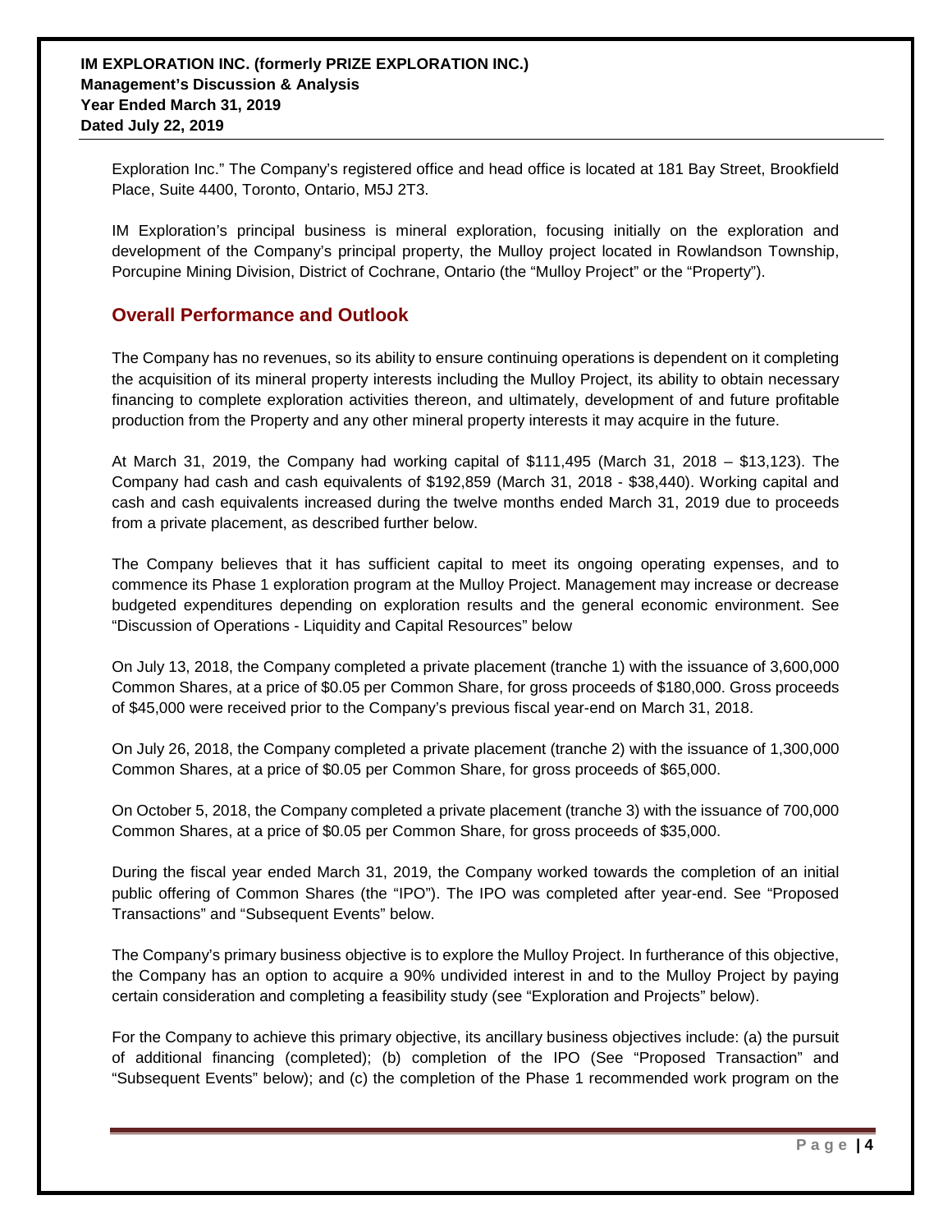Exploration Inc." The Company's registered office and head office is located at 181 Bay Street, Brookfield Place, Suite 4400, Toronto, Ontario, M5J 2T3.

IM Exploration's principal business is mineral exploration, focusing initially on the exploration and development of the Company's principal property, the Mulloy project located in Rowlandson Township, Porcupine Mining Division, District of Cochrane, Ontario (the "Mulloy Project" or the "Property").

## Overall Performance and Outlook

The Company has no revenues, so its ability to ensure continuing operations is dependent on it completing the acquisition of its mineral property interests including the Mulloy Project, its ability to obtain necessary financing to complete exploration activities thereon, and ultimately, development of and future profitable production from the Property and any other mineral property interests it may acquire in the future.

At March 31, 2019, the Company had working capital of $111,495 (March 31, 2018 – $13,123). The Company had cash and cash equivalents of $192,859 (March 31, 2018 - $38,440). Working capital and cash and cash equivalents increased during the twelve months ended March 31, 2019 due to proceeds from a private placement, as described further below.

The Company believes that it has sufficient capital to meet its ongoing operating expenses, and to commence its Phase 1 exploration program at the Mulloy Project. Management may increase or decrease budgeted expenditures depending on exploration results and the general economic environment. See "Discussion of Operations - Liquidity and Capital Resources" below

On July 13, 2018, the Company completed a private placement (tranche 1) with the issuance of 3,600,000 Common Shares, at a price of $0.05 per Common Share, for gross proceeds of $180,000. Gross proceeds of $45,000 were received prior to the Company's previous fiscal year-end on March 31, 2018.

On July 26, 2018, the Company completed a private placement (tranche 2) with the issuance of 1,300,000 Common Shares, at a price of $0.05 per Common Share, for gross proceeds of $65,000.

On October 5, 2018, the Company completed a private placement (tranche 3) with the issuance of 700,000 Common Shares, at a price of $0.05 per Common Share, for gross proceeds of $35,000.

During the fiscal year ended March 31, 2019, the Company worked towards the completion of an initial public offering of Common Shares (the "IPO"). The IPO was completed after year-end. See "Proposed Transactions" and "Subsequent Events" below.

The Company's primary business objective is to explore the Mulloy Project. In furtherance of this objective, the Company has an option to acquire a 90% undivided interest in and to the Mulloy Project by paying certain consideration and completing a feasibility study (see "Exploration and Projects" below).

For the Company to achieve this primary objective, its ancillary business objectives include: (a) the pursuit of additional financing (completed); (b) completion of the IPO (See "Proposed Transaction" and "Subsequent Events" below); and (c) the completion of the Phase 1 recommended work program on the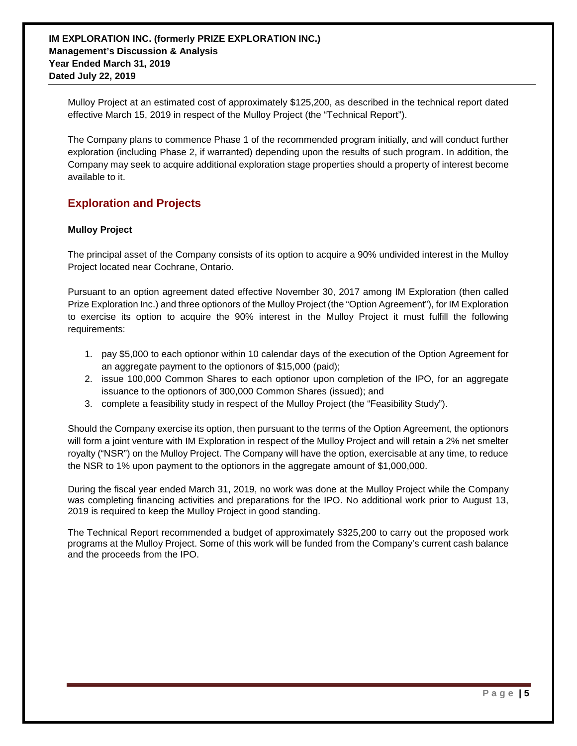Mulloy Project at an estimated cost of approximately $125,200, as described in the technical report dated effective March 15, 2019 in respect of the Mulloy Project (the "Technical Report").

The Company plans to commence Phase 1 of the recommended program initially, and will conduct further exploration (including Phase 2, if warranted) depending upon the results of such program. In addition, the Company may seek to acquire additional exploration stage properties should a property of interest become available to it.

## Exploration and Projects

### Mulloy Project

The principal asset of the Company consists of its option to acquire a 90% undivided interest in the Mulloy Project located near Cochrane, Ontario.

Pursuant to an option agreement dated effective November 30, 2017 among IM Exploration (then called Prize Exploration Inc.) and three optionors of the Mulloy Project (the "Option Agreement"), for IM Exploration to exercise its option to acquire the 90% interest in the Mulloy Project it must fulfill the following requirements:

1. pay $5,000 to each optionor within 10 calendar days of the execution of the Option Agreement for an aggregate payment to the optionors of $15,000 (paid);
2. issue 100,000 Common Shares to each optionor upon completion of the IPO, for an aggregate issuance to the optionors of 300,000 Common Shares (issued); and
3. complete a feasibility study in respect of the Mulloy Project (the "Feasibility Study").

Should the Company exercise its option, then pursuant to the terms of the Option Agreement, the optionors will form a joint venture with IM Exploration in respect of the Mulloy Project and will retain a 2% net smelter royalty ("NSR") on the Mulloy Project. The Company will have the option, exercisable at any time, to reduce the NSR to 1% upon payment to the optionors in the aggregate amount of $1,000,000.

During the fiscal year ended March 31, 2019, no work was done at the Mulloy Project while the Company was completing financing activities and preparations for the IPO. No additional work prior to August 13, 2019 is required to keep the Mulloy Project in good standing.

The Technical Report recommended a budget of approximately $325,200 to carry out the proposed work programs at the Mulloy Project. Some of this work will be funded from the Company's current cash balance and the proceeds from the IPO.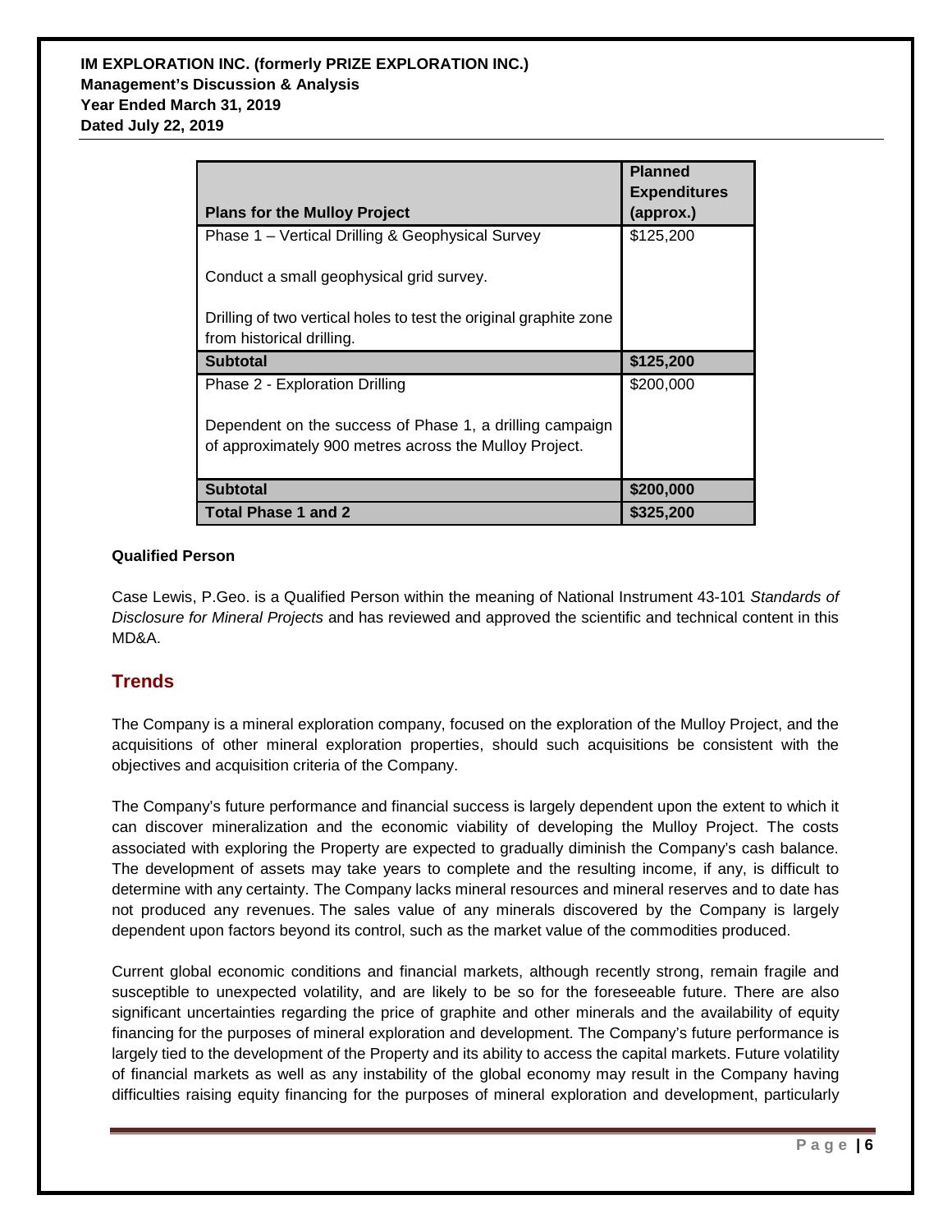| Plans for the Mulloy Project | Planned Expenditures (approx.) |
|---|---|
| Phase 1 – Vertical Drilling & Geophysical Survey<br><br>Conduct a small geophysical grid survey.<br><br>Drilling of two vertical holes to test the original graphite zone from historical drilling. | $125,200 |
| **Subtotal** | **$125,200** |
| Phase 2 - Exploration Drilling<br><br>Dependent on the success of Phase 1, a drilling campaign of approximately 900 metres across the Mulloy Project. | $200,000 |
| **Subtotal** | **$200,000** |
| **Total Phase 1 and 2** | **$325,200** |

**Qualified Person**

Case Lewis, P.Geo. is a Qualified Person within the meaning of National Instrument 43-101 *Standards of Disclosure for Mineral Projects* and has reviewed and approved the scientific and technical content in this MD&A.

## Trends

The Company is a mineral exploration company, focused on the exploration of the Mulloy Project, and the acquisitions of other mineral exploration properties, should such acquisitions be consistent with the objectives and acquisition criteria of the Company.

The Company's future performance and financial success is largely dependent upon the extent to which it can discover mineralization and the economic viability of developing the Mulloy Project. The costs associated with exploring the Property are expected to gradually diminish the Company's cash balance. The development of assets may take years to complete and the resulting income, if any, is difficult to determine with any certainty. The Company lacks mineral resources and mineral reserves and to date has not produced any revenues. The sales value of any minerals discovered by the Company is largely dependent upon factors beyond its control, such as the market value of the commodities produced.

Current global economic conditions and financial markets, although recently strong, remain fragile and susceptible to unexpected volatility, and are likely to be so for the foreseeable future. There are also significant uncertainties regarding the price of graphite and other minerals and the availability of equity financing for the purposes of mineral exploration and development. The Company's future performance is largely tied to the development of the Property and its ability to access the capital markets. Future volatility of financial markets as well as any instability of the global economy may result in the Company having difficulties raising equity financing for the purposes of mineral exploration and development, particularly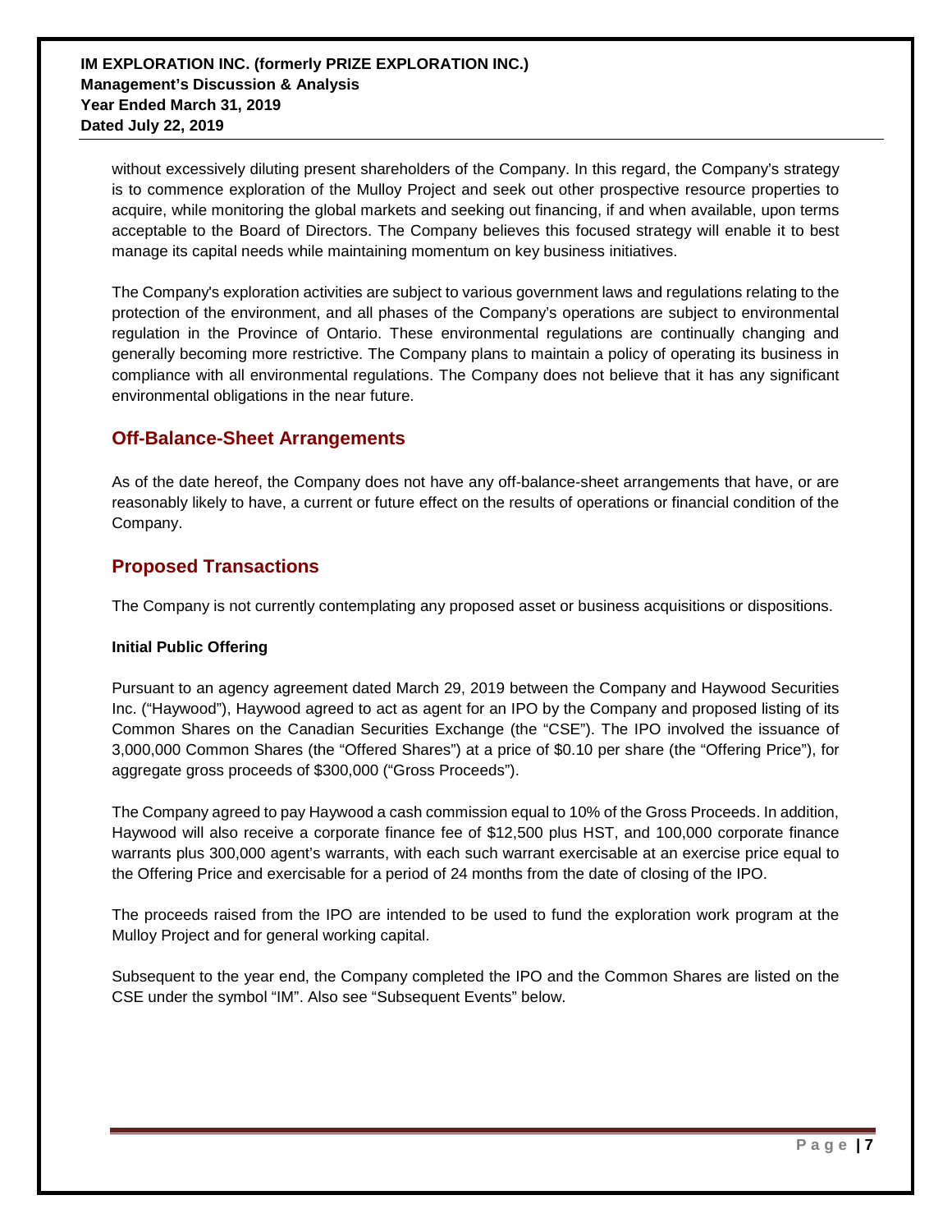without excessively diluting present shareholders of the Company. In this regard, the Company's strategy is to commence exploration of the Mulloy Project and seek out other prospective resource properties to acquire, while monitoring the global markets and seeking out financing, if and when available, upon terms acceptable to the Board of Directors. The Company believes this focused strategy will enable it to best manage its capital needs while maintaining momentum on key business initiatives.

The Company's exploration activities are subject to various government laws and regulations relating to the protection of the environment, and all phases of the Company's operations are subject to environmental regulation in the Province of Ontario. These environmental regulations are continually changing and generally becoming more restrictive. The Company plans to maintain a policy of operating its business in compliance with all environmental regulations. The Company does not believe that it has any significant environmental obligations in the near future.

## Off-Balance-Sheet Arrangements

As of the date hereof, the Company does not have any off-balance-sheet arrangements that have, or are reasonably likely to have, a current or future effect on the results of operations or financial condition of the Company.

## Proposed Transactions

The Company is not currently contemplating any proposed asset or business acquisitions or dispositions.

**Initial Public Offering**

Pursuant to an agency agreement dated March 29, 2019 between the Company and Haywood Securities Inc. ("Haywood"), Haywood agreed to act as agent for an IPO by the Company and proposed listing of its Common Shares on the Canadian Securities Exchange (the "CSE"). The IPO involved the issuance of 3,000,000 Common Shares (the "Offered Shares") at a price of $0.10 per share (the "Offering Price"), for aggregate gross proceeds of $300,000 ("Gross Proceeds").

The Company agreed to pay Haywood a cash commission equal to 10% of the Gross Proceeds. In addition, Haywood will also receive a corporate finance fee of $12,500 plus HST, and 100,000 corporate finance warrants plus 300,000 agent's warrants, with each such warrant exercisable at an exercise price equal to the Offering Price and exercisable for a period of 24 months from the date of closing of the IPO.

The proceeds raised from the IPO are intended to be used to fund the exploration work program at the Mulloy Project and for general working capital.

Subsequent to the year end, the Company completed the IPO and the Common Shares are listed on the CSE under the symbol "IM". Also see "Subsequent Events" below.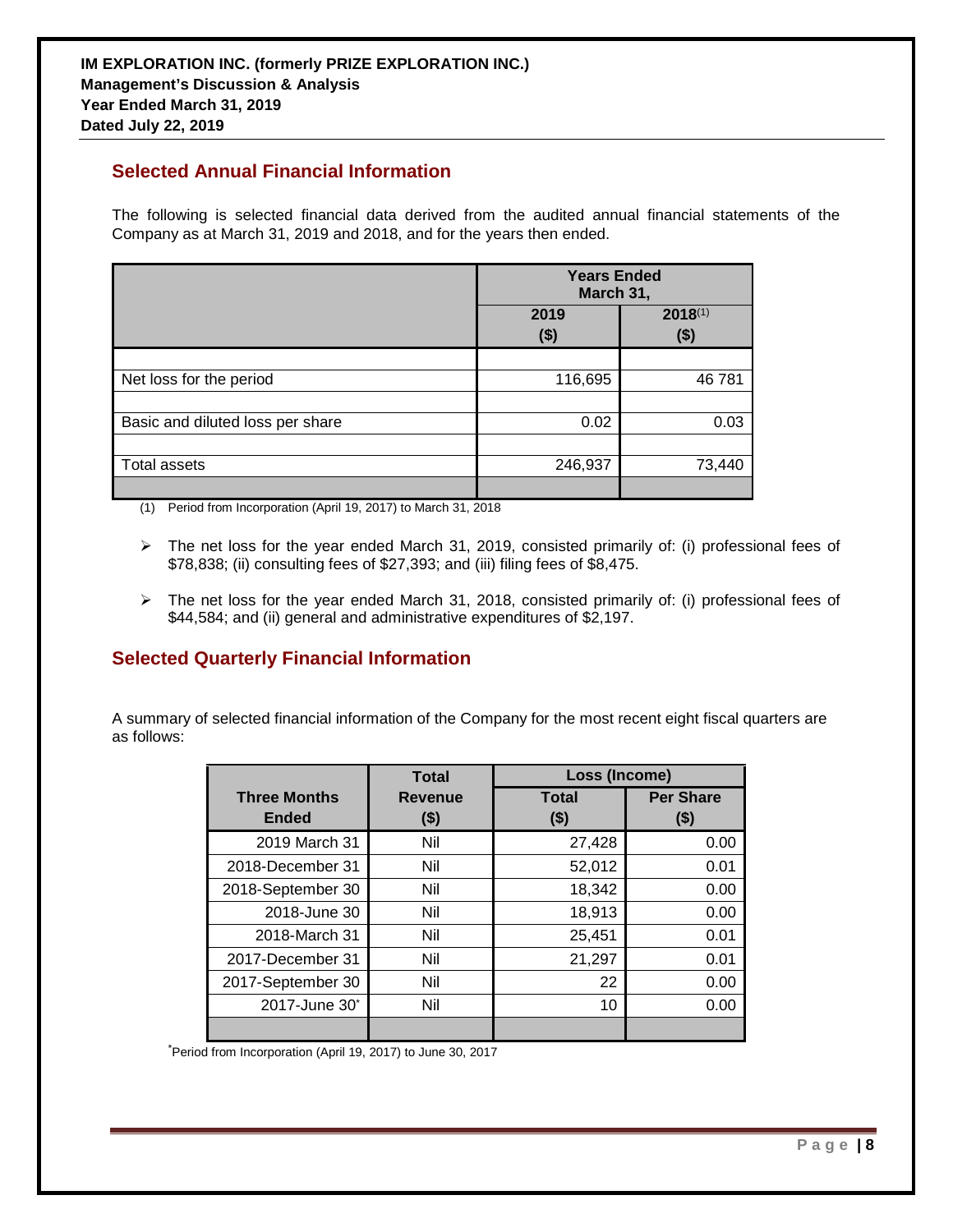## Selected Annual Financial Information

The following is selected financial data derived from the audited annual financial statements of the Company as at March 31, 2019 and 2018, and for the years then ended.

| | Years Ended March 31, | |
|---|---|---|
| | 2019 ($) | 2018[(1)] ($) |
| | | |
| Net loss for the period | 116,695 | 46 781 |
| | | |
| Basic and diluted loss per share | 0.02 | 0.03 |
| | | |
| Total assets | 246,937 | 73,440 |
| | | |

(1) Period from Incorporation (April 19, 2017) to March 31, 2018

- The net loss for the year ended March 31, 2019, consisted primarily of: (i) professional fees of $78,838; (ii) consulting fees of $27,393; and (iii) filing fees of $8,475.
- The net loss for the year ended March 31, 2018, consisted primarily of: (i) professional fees of $44,584; and (ii) general and administrative expenditures of $2,197.

## Selected Quarterly Financial Information

A summary of selected financial information of the Company for the most recent eight fiscal quarters are as follows:

| Three Months Ended | Total Revenue ($) | Loss (Income) Total ($) | Loss (Income) Per Share ($) |
|---|---|---|---|
| 2019 March 31 | Nil | 27,428 | 0.00 |
| 2018-December 31 | Nil | 52,012 | 0.01 |
| 2018-September 30 | Nil | 18,342 | 0.00 |
| 2018-June 30 | Nil | 18,913 | 0.00 |
| 2018-March 31 | Nil | 25,451 | 0.01 |
| 2017-December 31 | Nil | 21,297 | 0.01 |
| 2017-September 30 | Nil | 22 | 0.00 |
| 2017-June 30* | Nil | 10 | 0.00 |
| | | | |

*Period from Incorporation (April 19, 2017) to June 30, 2017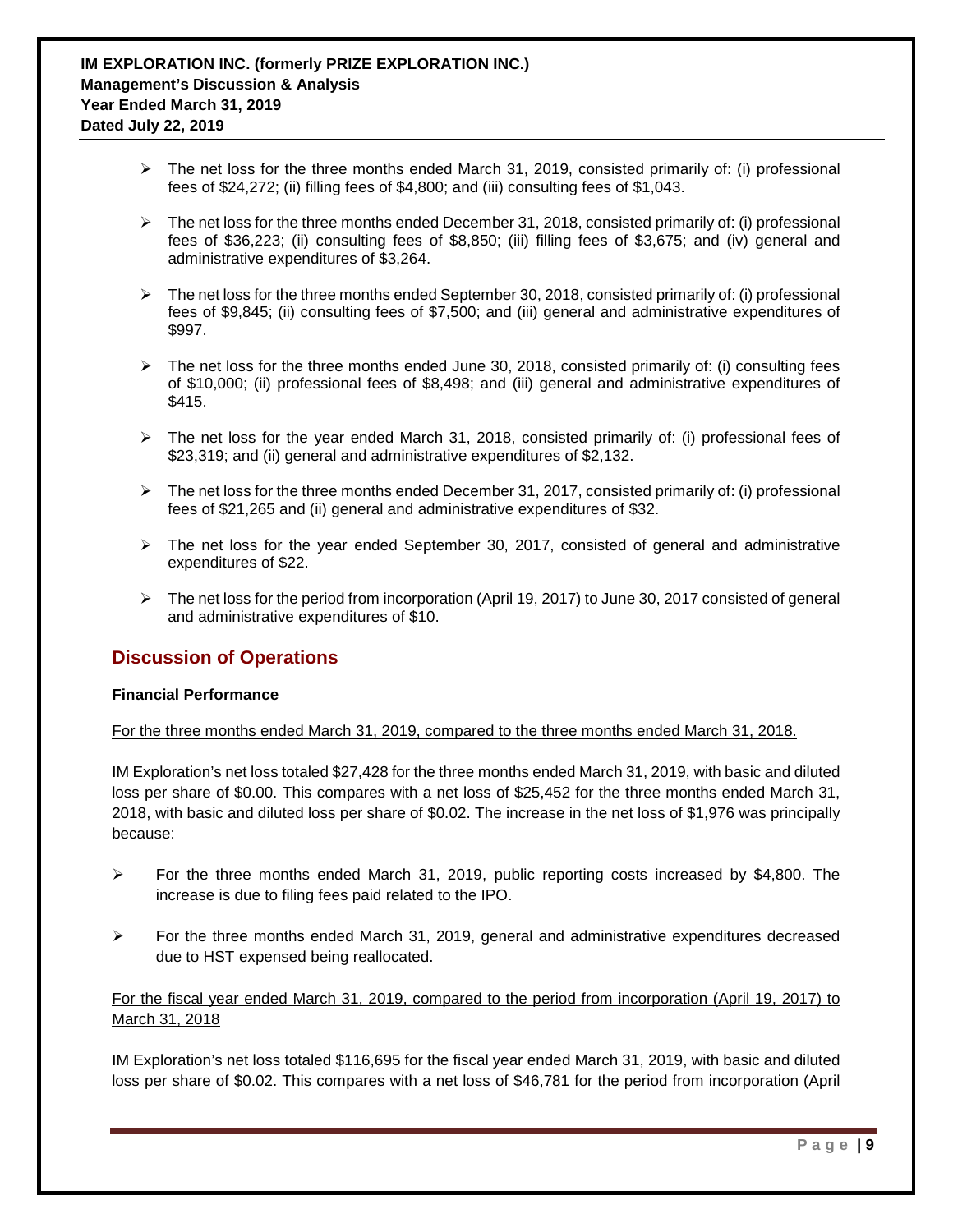- The net loss for the three months ended March 31, 2019, consisted primarily of: (i) professional fees of $24,272; (ii) filling fees of $4,800; and (iii) consulting fees of $1,043.
- The net loss for the three months ended December 31, 2018, consisted primarily of: (i) professional fees of $36,223; (ii) consulting fees of $8,850; (iii) filling fees of $3,675; and (iv) general and administrative expenditures of $3,264.
- The net loss for the three months ended September 30, 2018, consisted primarily of: (i) professional fees of $9,845; (ii) consulting fees of $7,500; and (iii) general and administrative expenditures of $997.
- The net loss for the three months ended June 30, 2018, consisted primarily of: (i) consulting fees of $10,000; (ii) professional fees of $8,498; and (iii) general and administrative expenditures of $415.
- The net loss for the year ended March 31, 2018, consisted primarily of: (i) professional fees of $23,319; and (ii) general and administrative expenditures of $2,132.
- The net loss for the three months ended December 31, 2017, consisted primarily of: (i) professional fees of $21,265 and (ii) general and administrative expenditures of $32.
- The net loss for the year ended September 30, 2017, consisted of general and administrative expenditures of $22.
- The net loss for the period from incorporation (April 19, 2017) to June 30, 2017 consisted of general and administrative expenditures of $10.

## Discussion of Operations

**Financial Performance**

For the three months ended March 31, 2019, compared to the three months ended March 31, 2018.

IM Exploration's net loss totaled $27,428 for the three months ended March 31, 2019, with basic and diluted loss per share of $0.00. This compares with a net loss of $25,452 for the three months ended March 31, 2018, with basic and diluted loss per share of $0.02. The increase in the net loss of $1,976 was principally because:

- For the three months ended March 31, 2019, public reporting costs increased by $4,800. The increase is due to filing fees paid related to the IPO.
- For the three months ended March 31, 2019, general and administrative expenditures decreased due to HST expensed being reallocated.

For the fiscal year ended March 31, 2019, compared to the period from incorporation (April 19, 2017) to March 31, 2018

IM Exploration's net loss totaled $116,695 for the fiscal year ended March 31, 2019, with basic and diluted loss per share of $0.02. This compares with a net loss of $46,781 for the period from incorporation (April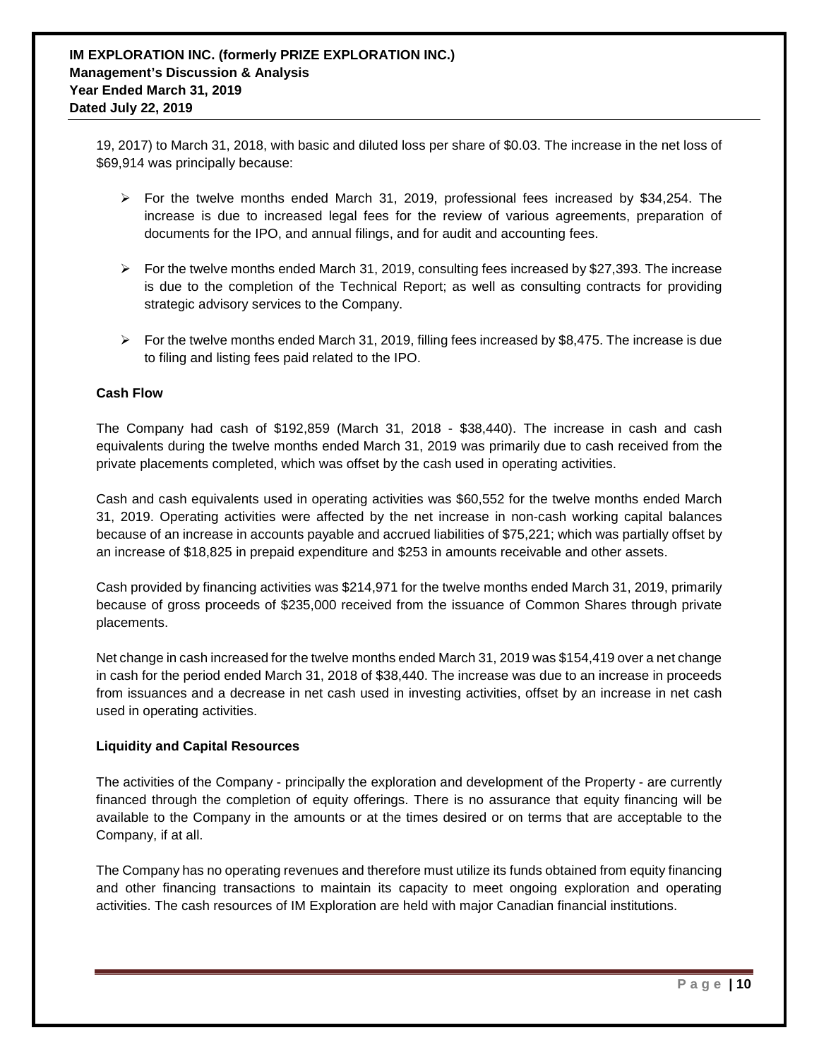19, 2017) to March 31, 2018, with basic and diluted loss per share of $0.03. The increase in the net loss of $69,914 was principally because:

- For the twelve months ended March 31, 2019, professional fees increased by $34,254. The increase is due to increased legal fees for the review of various agreements, preparation of documents for the IPO, and annual filings, and for audit and accounting fees.

- For the twelve months ended March 31, 2019, consulting fees increased by $27,393. The increase is due to the completion of the Technical Report; as well as consulting contracts for providing strategic advisory services to the Company.

- For the twelve months ended March 31, 2019, filling fees increased by $8,475. The increase is due to filing and listing fees paid related to the IPO.

**Cash Flow**

The Company had cash of $192,859 (March 31, 2018 - $38,440). The increase in cash and cash equivalents during the twelve months ended March 31, 2019 was primarily due to cash received from the private placements completed, which was offset by the cash used in operating activities.

Cash and cash equivalents used in operating activities was $60,552 for the twelve months ended March 31, 2019. Operating activities were affected by the net increase in non-cash working capital balances because of an increase in accounts payable and accrued liabilities of $75,221; which was partially offset by an increase of $18,825 in prepaid expenditure and $253 in amounts receivable and other assets.

Cash provided by financing activities was $214,971 for the twelve months ended March 31, 2019, primarily because of gross proceeds of $235,000 received from the issuance of Common Shares through private placements.

Net change in cash increased for the twelve months ended March 31, 2019 was $154,419 over a net change in cash for the period ended March 31, 2018 of $38,440. The increase was due to an increase in proceeds from issuances and a decrease in net cash used in investing activities, offset by an increase in net cash used in operating activities.

**Liquidity and Capital Resources**

The activities of the Company - principally the exploration and development of the Property - are currently financed through the completion of equity offerings. There is no assurance that equity financing will be available to the Company in the amounts or at the times desired or on terms that are acceptable to the Company, if at all.

The Company has no operating revenues and therefore must utilize its funds obtained from equity financing and other financing transactions to maintain its capacity to meet ongoing exploration and operating activities. The cash resources of IM Exploration are held with major Canadian financial institutions.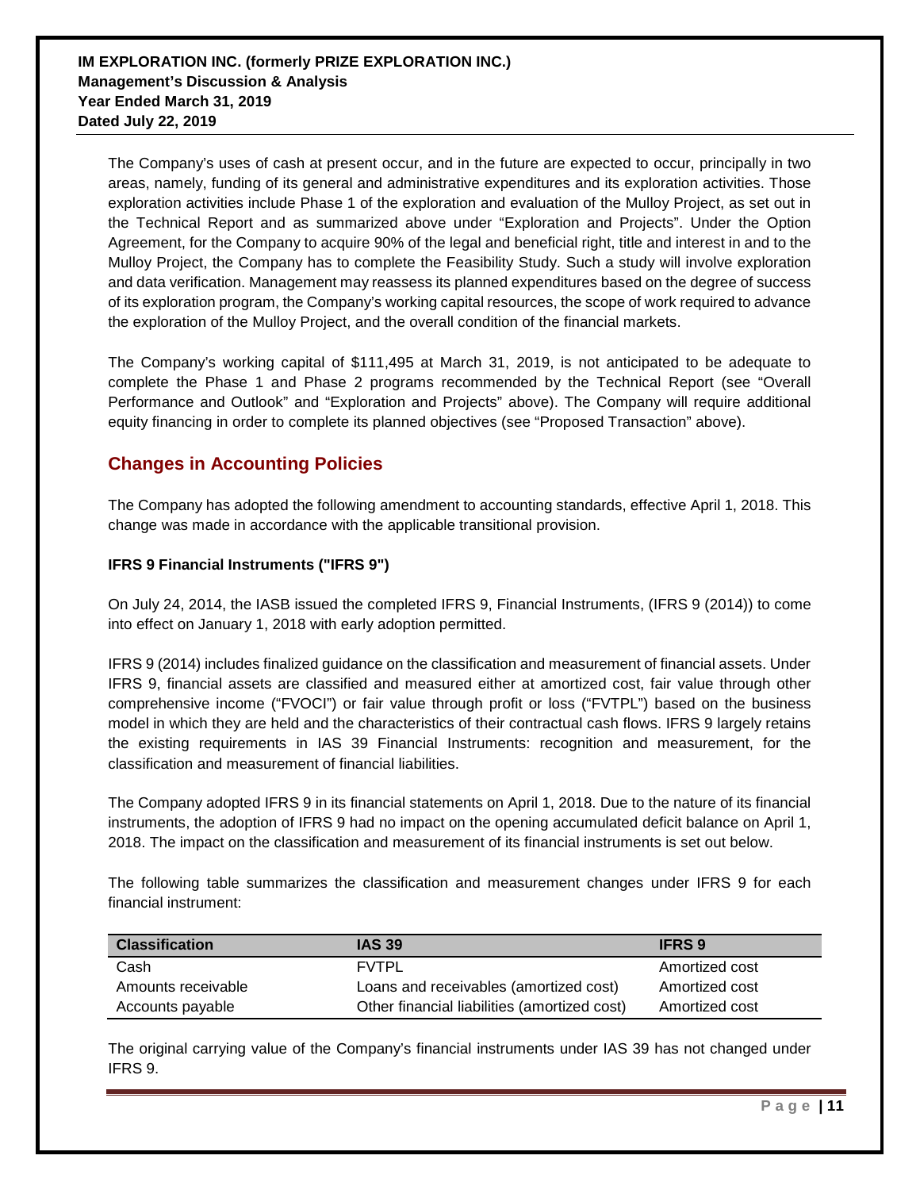The Company's uses of cash at present occur, and in the future are expected to occur, principally in two areas, namely, funding of its general and administrative expenditures and its exploration activities. Those exploration activities include Phase 1 of the exploration and evaluation of the Mulloy Project, as set out in the Technical Report and as summarized above under "Exploration and Projects". Under the Option Agreement, for the Company to acquire 90% of the legal and beneficial right, title and interest in and to the Mulloy Project, the Company has to complete the Feasibility Study. Such a study will involve exploration and data verification. Management may reassess its planned expenditures based on the degree of success of its exploration program, the Company's working capital resources, the scope of work required to advance the exploration of the Mulloy Project, and the overall condition of the financial markets.

The Company's working capital of $111,495 at March 31, 2019, is not anticipated to be adequate to complete the Phase 1 and Phase 2 programs recommended by the Technical Report (see "Overall Performance and Outlook" and "Exploration and Projects" above). The Company will require additional equity financing in order to complete its planned objectives (see "Proposed Transaction" above).

## Changes in Accounting Policies

The Company has adopted the following amendment to accounting standards, effective April 1, 2018. This change was made in accordance with the applicable transitional provision.

### IFRS 9 Financial Instruments ("IFRS 9")

On July 24, 2014, the IASB issued the completed IFRS 9, Financial Instruments, (IFRS 9 (2014)) to come into effect on January 1, 2018 with early adoption permitted.

IFRS 9 (2014) includes finalized guidance on the classification and measurement of financial assets. Under IFRS 9, financial assets are classified and measured either at amortized cost, fair value through other comprehensive income ("FVOCI") or fair value through profit or loss ("FVTPL") based on the business model in which they are held and the characteristics of their contractual cash flows. IFRS 9 largely retains the existing requirements in IAS 39 Financial Instruments: recognition and measurement, for the classification and measurement of financial liabilities.

The Company adopted IFRS 9 in its financial statements on April 1, 2018. Due to the nature of its financial instruments, the adoption of IFRS 9 had no impact on the opening accumulated deficit balance on April 1, 2018. The impact on the classification and measurement of its financial instruments is set out below.

The following table summarizes the classification and measurement changes under IFRS 9 for each financial instrument:

| Classification | IAS 39 | IFRS 9 |
|---|---|---|
| Cash | FVTPL | Amortized cost |
| Amounts receivable | Loans and receivables (amortized cost) | Amortized cost |
| Accounts payable | Other financial liabilities (amortized cost) | Amortized cost |

The original carrying value of the Company's financial instruments under IAS 39 has not changed under IFRS 9.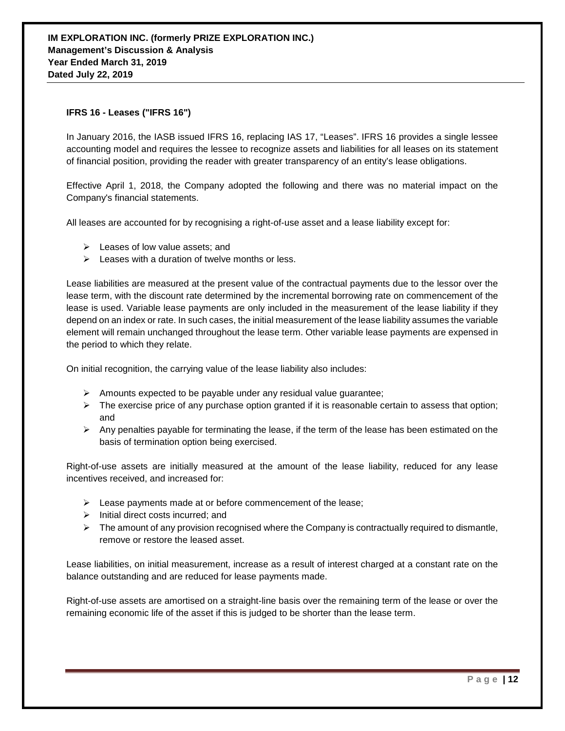**IFRS 16 - Leases ("IFRS 16")**

In January 2016, the IASB issued IFRS 16, replacing IAS 17, "Leases". IFRS 16 provides a single lessee accounting model and requires the lessee to recognize assets and liabilities for all leases on its statement of financial position, providing the reader with greater transparency of an entity's lease obligations.

Effective April 1, 2018, the Company adopted the following and there was no material impact on the Company's financial statements.

All leases are accounted for by recognising a right-of-use asset and a lease liability except for:

- Leases of low value assets; and
- Leases with a duration of twelve months or less.

Lease liabilities are measured at the present value of the contractual payments due to the lessor over the lease term, with the discount rate determined by the incremental borrowing rate on commencement of the lease is used. Variable lease payments are only included in the measurement of the lease liability if they depend on an index or rate. In such cases, the initial measurement of the lease liability assumes the variable element will remain unchanged throughout the lease term. Other variable lease payments are expensed in the period to which they relate.

On initial recognition, the carrying value of the lease liability also includes:

- Amounts expected to be payable under any residual value guarantee;
- The exercise price of any purchase option granted if it is reasonable certain to assess that option; and
- Any penalties payable for terminating the lease, if the term of the lease has been estimated on the basis of termination option being exercised.

Right-of-use assets are initially measured at the amount of the lease liability, reduced for any lease incentives received, and increased for:

- Lease payments made at or before commencement of the lease;
- Initial direct costs incurred; and
- The amount of any provision recognised where the Company is contractually required to dismantle, remove or restore the leased asset.

Lease liabilities, on initial measurement, increase as a result of interest charged at a constant rate on the balance outstanding and are reduced for lease payments made.

Right-of-use assets are amortised on a straight-line basis over the remaining term of the lease or over the remaining economic life of the asset if this is judged to be shorter than the lease term.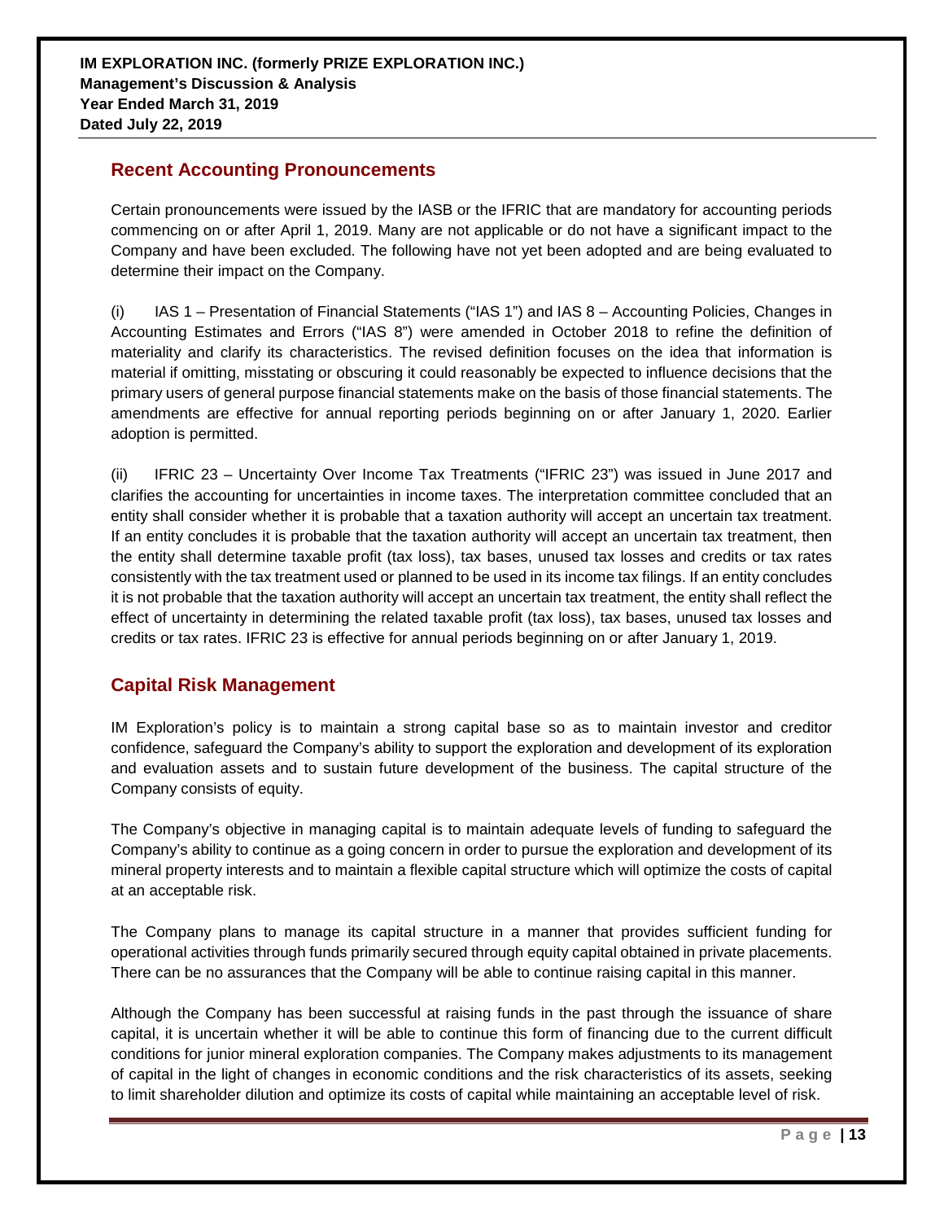## Recent Accounting Pronouncements

Certain pronouncements were issued by the IASB or the IFRIC that are mandatory for accounting periods commencing on or after April 1, 2019. Many are not applicable or do not have a significant impact to the Company and have been excluded. The following have not yet been adopted and are being evaluated to determine their impact on the Company.

(i) IAS 1 – Presentation of Financial Statements ("IAS 1") and IAS 8 – Accounting Policies, Changes in Accounting Estimates and Errors ("IAS 8") were amended in October 2018 to refine the definition of materiality and clarify its characteristics. The revised definition focuses on the idea that information is material if omitting, misstating or obscuring it could reasonably be expected to influence decisions that the primary users of general purpose financial statements make on the basis of those financial statements. The amendments are effective for annual reporting periods beginning on or after January 1, 2020. Earlier adoption is permitted.

(ii) IFRIC 23 – Uncertainty Over Income Tax Treatments ("IFRIC 23") was issued in June 2017 and clarifies the accounting for uncertainties in income taxes. The interpretation committee concluded that an entity shall consider whether it is probable that a taxation authority will accept an uncertain tax treatment. If an entity concludes it is probable that the taxation authority will accept an uncertain tax treatment, then the entity shall determine taxable profit (tax loss), tax bases, unused tax losses and credits or tax rates consistently with the tax treatment used or planned to be used in its income tax filings. If an entity concludes it is not probable that the taxation authority will accept an uncertain tax treatment, the entity shall reflect the effect of uncertainty in determining the related taxable profit (tax loss), tax bases, unused tax losses and credits or tax rates. IFRIC 23 is effective for annual periods beginning on or after January 1, 2019.

## Capital Risk Management

IM Exploration's policy is to maintain a strong capital base so as to maintain investor and creditor confidence, safeguard the Company's ability to support the exploration and development of its exploration and evaluation assets and to sustain future development of the business. The capital structure of the Company consists of equity.

The Company's objective in managing capital is to maintain adequate levels of funding to safeguard the Company's ability to continue as a going concern in order to pursue the exploration and development of its mineral property interests and to maintain a flexible capital structure which will optimize the costs of capital at an acceptable risk.

The Company plans to manage its capital structure in a manner that provides sufficient funding for operational activities through funds primarily secured through equity capital obtained in private placements. There can be no assurances that the Company will be able to continue raising capital in this manner.

Although the Company has been successful at raising funds in the past through the issuance of share capital, it is uncertain whether it will be able to continue this form of financing due to the current difficult conditions for junior mineral exploration companies. The Company makes adjustments to its management of capital in the light of changes in economic conditions and the risk characteristics of its assets, seeking to limit shareholder dilution and optimize its costs of capital while maintaining an acceptable level of risk.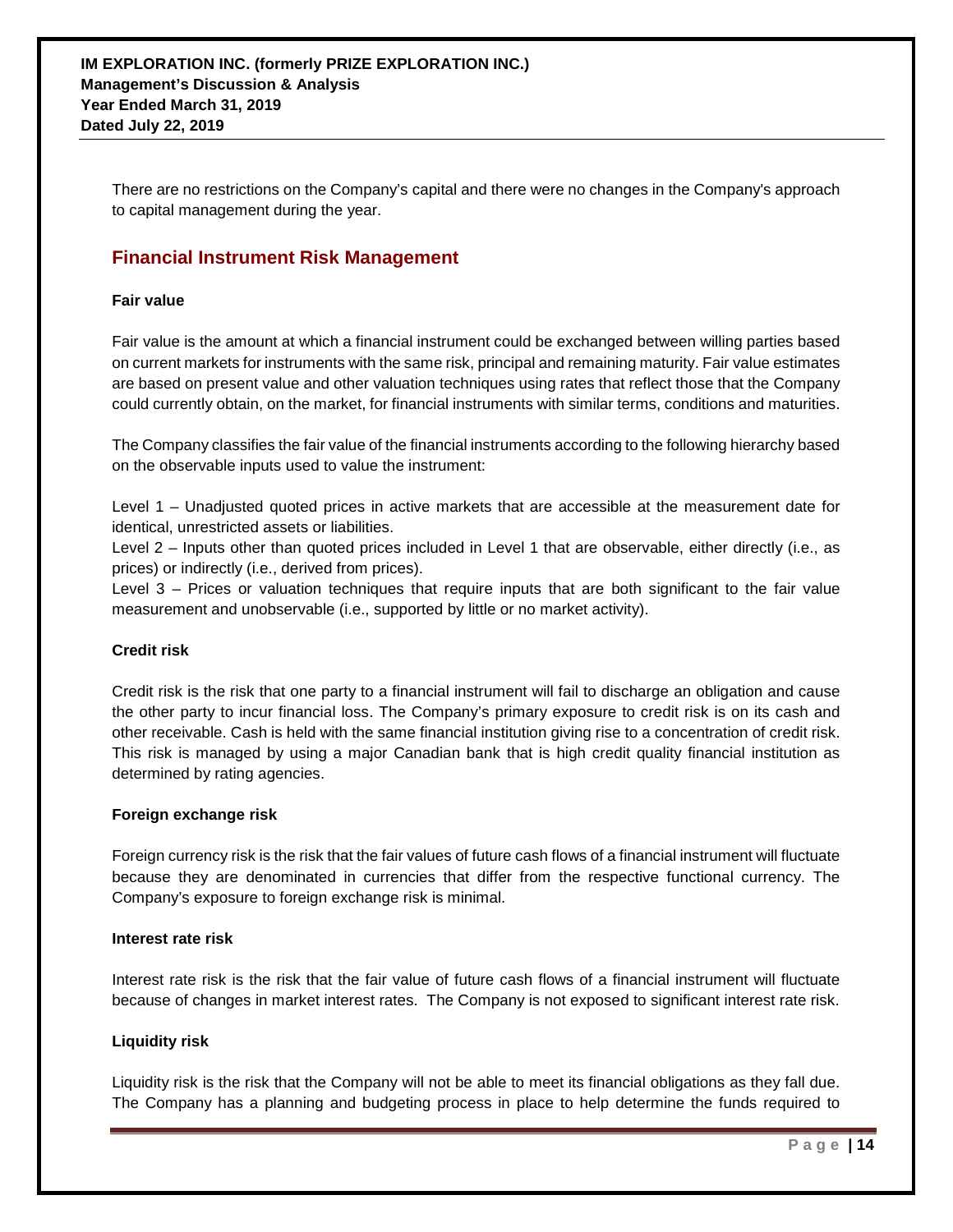There are no restrictions on the Company's capital and there were no changes in the Company's approach to capital management during the year.

## Financial Instrument Risk Management

### Fair value

Fair value is the amount at which a financial instrument could be exchanged between willing parties based on current markets for instruments with the same risk, principal and remaining maturity. Fair value estimates are based on present value and other valuation techniques using rates that reflect those that the Company could currently obtain, on the market, for financial instruments with similar terms, conditions and maturities.

The Company classifies the fair value of the financial instruments according to the following hierarchy based on the observable inputs used to value the instrument:

Level 1 – Unadjusted quoted prices in active markets that are accessible at the measurement date for identical, unrestricted assets or liabilities.
Level 2 – Inputs other than quoted prices included in Level 1 that are observable, either directly (i.e., as prices) or indirectly (i.e., derived from prices).
Level 3 – Prices or valuation techniques that require inputs that are both significant to the fair value measurement and unobservable (i.e., supported by little or no market activity).

### Credit risk

Credit risk is the risk that one party to a financial instrument will fail to discharge an obligation and cause the other party to incur financial loss. The Company's primary exposure to credit risk is on its cash and other receivable. Cash is held with the same financial institution giving rise to a concentration of credit risk. This risk is managed by using a major Canadian bank that is high credit quality financial institution as determined by rating agencies.

### Foreign exchange risk

Foreign currency risk is the risk that the fair values of future cash flows of a financial instrument will fluctuate because they are denominated in currencies that differ from the respective functional currency. The Company's exposure to foreign exchange risk is minimal.

### Interest rate risk

Interest rate risk is the risk that the fair value of future cash flows of a financial instrument will fluctuate because of changes in market interest rates. The Company is not exposed to significant interest rate risk.

### Liquidity risk

Liquidity risk is the risk that the Company will not be able to meet its financial obligations as they fall due. The Company has a planning and budgeting process in place to help determine the funds required to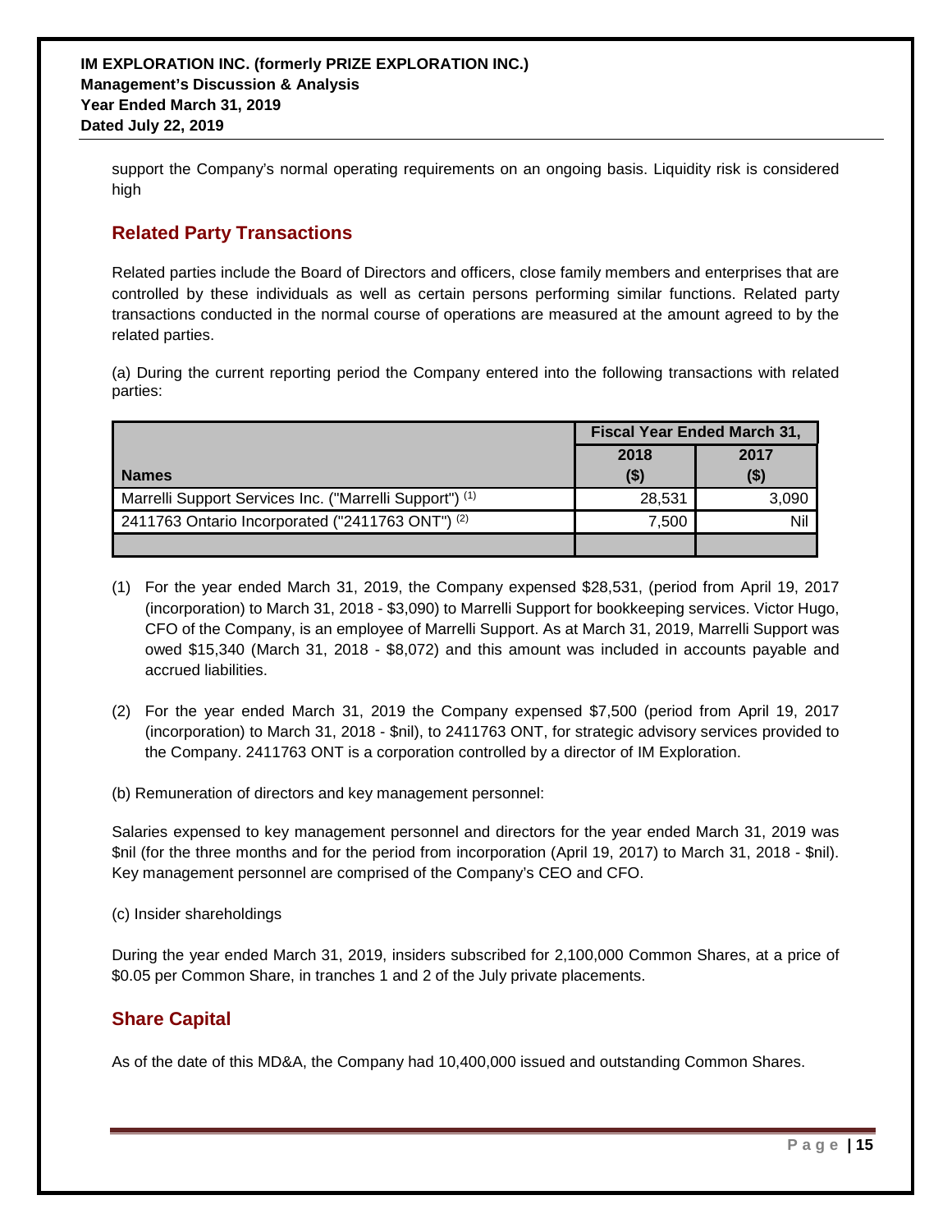support the Company's normal operating requirements on an ongoing basis. Liquidity risk is considered high

## Related Party Transactions

Related parties include the Board of Directors and officers, close family members and enterprises that are controlled by these individuals as well as certain persons performing similar functions. Related party transactions conducted in the normal course of operations are measured at the amount agreed to by the related parties.

(a) During the current reporting period the Company entered into the following transactions with related parties:

| Names | Fiscal Year Ended March 31, 2018 ($) | 2017 ($) |
|---|---|---|
| Marrelli Support Services Inc. ("Marrelli Support") (1) | 28,531 | 3,090 |
| 2411763 Ontario Incorporated ("2411763 ONT") (2) | 7,500 | Nil |
| | | |

(1) For the year ended March 31, 2019, the Company expensed $28,531, (period from April 19, 2017 (incorporation) to March 31, 2018 - $3,090) to Marrelli Support for bookkeeping services. Victor Hugo, CFO of the Company, is an employee of Marrelli Support. As at March 31, 2019, Marrelli Support was owed $15,340 (March 31, 2018 - $8,072) and this amount was included in accounts payable and accrued liabilities.

(2) For the year ended March 31, 2019 the Company expensed $7,500 (period from April 19, 2017 (incorporation) to March 31, 2018 - $nil), to 2411763 ONT, for strategic advisory services provided to the Company. 2411763 ONT is a corporation controlled by a director of IM Exploration.

(b) Remuneration of directors and key management personnel:

Salaries expensed to key management personnel and directors for the year ended March 31, 2019 was $nil (for the three months and for the period from incorporation (April 19, 2017) to March 31, 2018 - $nil). Key management personnel are comprised of the Company's CEO and CFO.

(c) Insider shareholdings

During the year ended March 31, 2019, insiders subscribed for 2,100,000 Common Shares, at a price of $0.05 per Common Share, in tranches 1 and 2 of the July private placements.

## Share Capital

As of the date of this MD&A, the Company had 10,400,000 issued and outstanding Common Shares.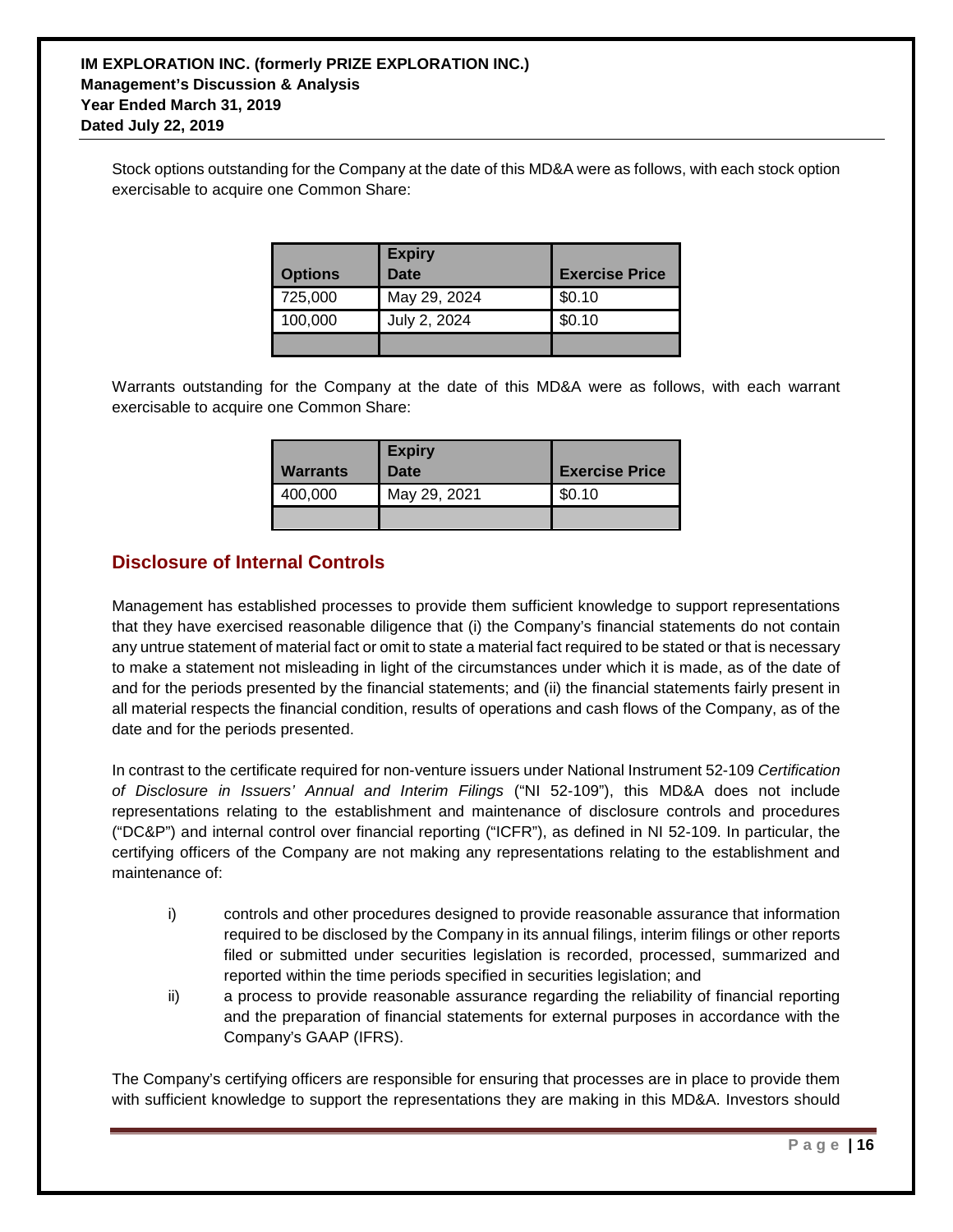Stock options outstanding for the Company at the date of this MD&A were as follows, with each stock option exercisable to acquire one Common Share:

| Options | Expiry Date | Exercise Price |
|---|---|---|
| 725,000 | May 29, 2024 | $0.10 |
| 100,000 | July 2, 2024 | $0.10 |
| | | |

Warrants outstanding for the Company at the date of this MD&A were as follows, with each warrant exercisable to acquire one Common Share:

| Warrants | Expiry Date | Exercise Price |
|---|---|---|
| 400,000 | May 29, 2021 | $0.10 |
| | | |

## Disclosure of Internal Controls

Management has established processes to provide them sufficient knowledge to support representations that they have exercised reasonable diligence that (i) the Company's financial statements do not contain any untrue statement of material fact or omit to state a material fact required to be stated or that is necessary to make a statement not misleading in light of the circumstances under which it is made, as of the date of and for the periods presented by the financial statements; and (ii) the financial statements fairly present in all material respects the financial condition, results of operations and cash flows of the Company, as of the date and for the periods presented.

In contrast to the certificate required for non-venture issuers under National Instrument 52-109 *Certification of Disclosure in Issuers' Annual and Interim Filings* ("NI 52-109"), this MD&A does not include representations relating to the establishment and maintenance of disclosure controls and procedures ("DC&P") and internal control over financial reporting ("ICFR"), as defined in NI 52-109. In particular, the certifying officers of the Company are not making any representations relating to the establishment and maintenance of:

i) controls and other procedures designed to provide reasonable assurance that information required to be disclosed by the Company in its annual filings, interim filings or other reports filed or submitted under securities legislation is recorded, processed, summarized and reported within the time periods specified in securities legislation; and

ii) a process to provide reasonable assurance regarding the reliability of financial reporting and the preparation of financial statements for external purposes in accordance with the Company's GAAP (IFRS).

The Company's certifying officers are responsible for ensuring that processes are in place to provide them with sufficient knowledge to support the representations they are making in this MD&A. Investors should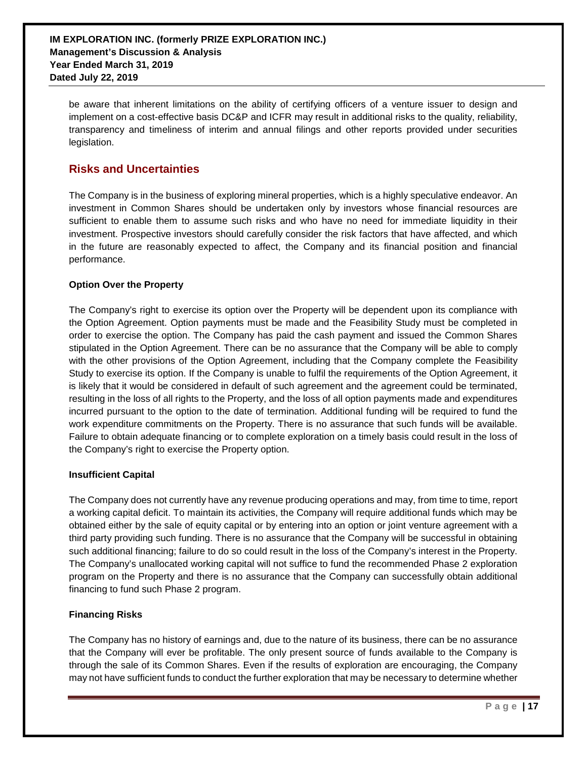be aware that inherent limitations on the ability of certifying officers of a venture issuer to design and implement on a cost-effective basis DC&P and ICFR may result in additional risks to the quality, reliability, transparency and timeliness of interim and annual filings and other reports provided under securities legislation.

## Risks and Uncertainties

The Company is in the business of exploring mineral properties, which is a highly speculative endeavor. An investment in Common Shares should be undertaken only by investors whose financial resources are sufficient to enable them to assume such risks and who have no need for immediate liquidity in their investment. Prospective investors should carefully consider the risk factors that have affected, and which in the future are reasonably expected to affect, the Company and its financial position and financial performance.

**Option Over the Property**

The Company's right to exercise its option over the Property will be dependent upon its compliance with the Option Agreement. Option payments must be made and the Feasibility Study must be completed in order to exercise the option. The Company has paid the cash payment and issued the Common Shares stipulated in the Option Agreement. There can be no assurance that the Company will be able to comply with the other provisions of the Option Agreement, including that the Company complete the Feasibility Study to exercise its option. If the Company is unable to fulfil the requirements of the Option Agreement, it is likely that it would be considered in default of such agreement and the agreement could be terminated, resulting in the loss of all rights to the Property, and the loss of all option payments made and expenditures incurred pursuant to the option to the date of termination. Additional funding will be required to fund the work expenditure commitments on the Property. There is no assurance that such funds will be available. Failure to obtain adequate financing or to complete exploration on a timely basis could result in the loss of the Company's right to exercise the Property option.

**Insufficient Capital**

The Company does not currently have any revenue producing operations and may, from time to time, report a working capital deficit. To maintain its activities, the Company will require additional funds which may be obtained either by the sale of equity capital or by entering into an option or joint venture agreement with a third party providing such funding. There is no assurance that the Company will be successful in obtaining such additional financing; failure to do so could result in the loss of the Company's interest in the Property. The Company's unallocated working capital will not suffice to fund the recommended Phase 2 exploration program on the Property and there is no assurance that the Company can successfully obtain additional financing to fund such Phase 2 program.

**Financing Risks**

The Company has no history of earnings and, due to the nature of its business, there can be no assurance that the Company will ever be profitable. The only present source of funds available to the Company is through the sale of its Common Shares. Even if the results of exploration are encouraging, the Company may not have sufficient funds to conduct the further exploration that may be necessary to determine whether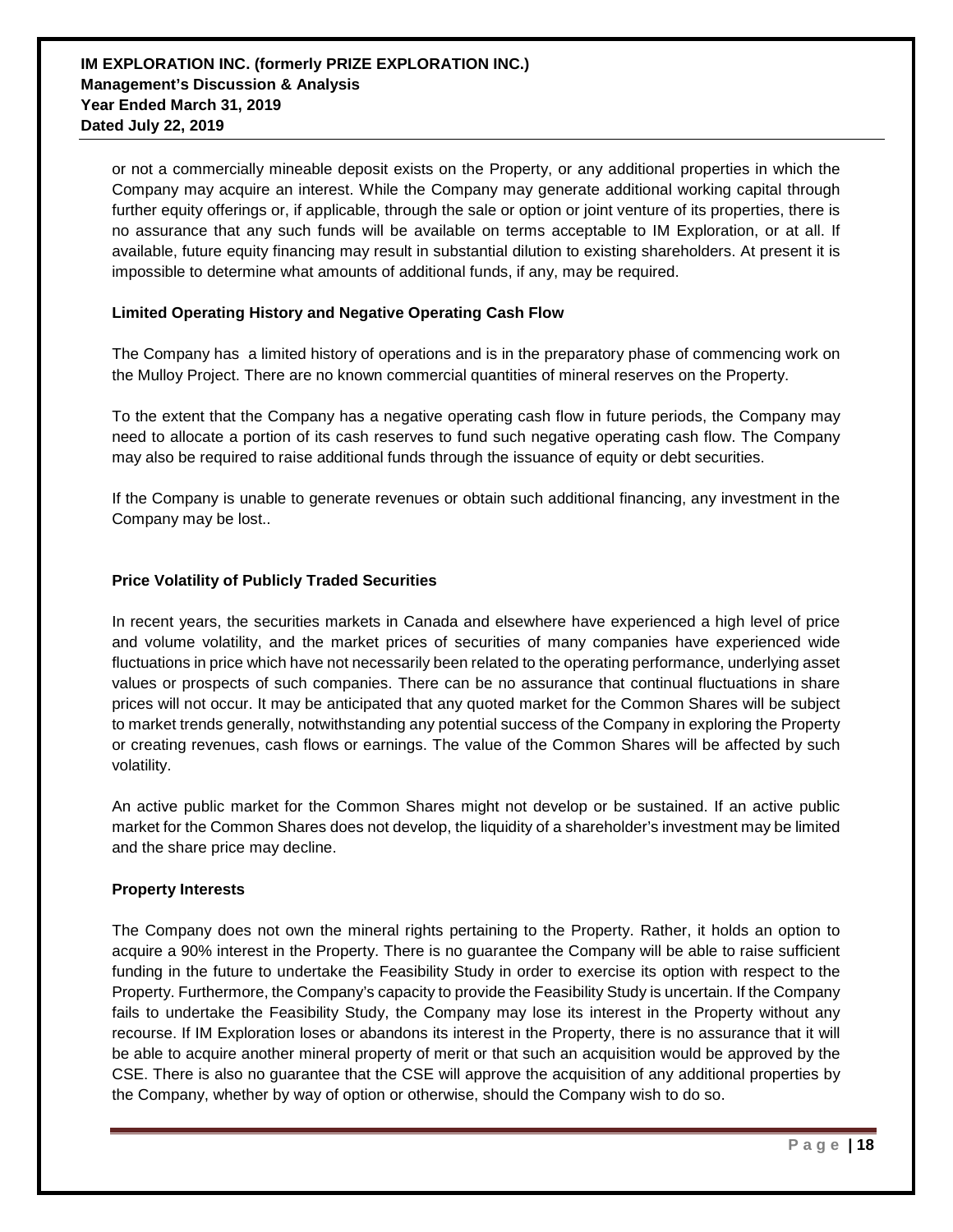or not a commercially mineable deposit exists on the Property, or any additional properties in which the Company may acquire an interest. While the Company may generate additional working capital through further equity offerings or, if applicable, through the sale or option or joint venture of its properties, there is no assurance that any such funds will be available on terms acceptable to IM Exploration, or at all. If available, future equity financing may result in substantial dilution to existing shareholders. At present it is impossible to determine what amounts of additional funds, if any, may be required.

**Limited Operating History and Negative Operating Cash Flow**

The Company has a limited history of operations and is in the preparatory phase of commencing work on the Mulloy Project. There are no known commercial quantities of mineral reserves on the Property.

To the extent that the Company has a negative operating cash flow in future periods, the Company may need to allocate a portion of its cash reserves to fund such negative operating cash flow. The Company may also be required to raise additional funds through the issuance of equity or debt securities.

If the Company is unable to generate revenues or obtain such additional financing, any investment in the Company may be lost..

**Price Volatility of Publicly Traded Securities**

In recent years, the securities markets in Canada and elsewhere have experienced a high level of price and volume volatility, and the market prices of securities of many companies have experienced wide fluctuations in price which have not necessarily been related to the operating performance, underlying asset values or prospects of such companies. There can be no assurance that continual fluctuations in share prices will not occur. It may be anticipated that any quoted market for the Common Shares will be subject to market trends generally, notwithstanding any potential success of the Company in exploring the Property or creating revenues, cash flows or earnings. The value of the Common Shares will be affected by such volatility.

An active public market for the Common Shares might not develop or be sustained. If an active public market for the Common Shares does not develop, the liquidity of a shareholder's investment may be limited and the share price may decline.

**Property Interests**

The Company does not own the mineral rights pertaining to the Property. Rather, it holds an option to acquire a 90% interest in the Property. There is no guarantee the Company will be able to raise sufficient funding in the future to undertake the Feasibility Study in order to exercise its option with respect to the Property. Furthermore, the Company's capacity to provide the Feasibility Study is uncertain. If the Company fails to undertake the Feasibility Study, the Company may lose its interest in the Property without any recourse. If IM Exploration loses or abandons its interest in the Property, there is no assurance that it will be able to acquire another mineral property of merit or that such an acquisition would be approved by the CSE. There is also no guarantee that the CSE will approve the acquisition of any additional properties by the Company, whether by way of option or otherwise, should the Company wish to do so.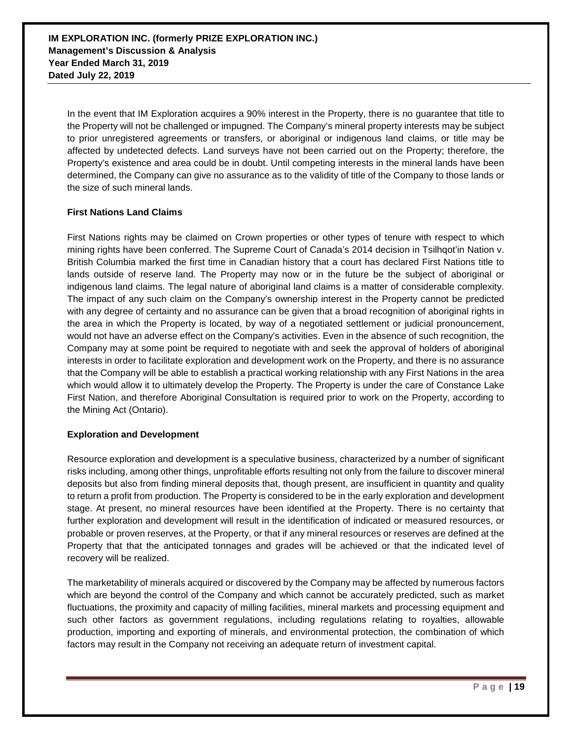In the event that IM Exploration acquires a 90% interest in the Property, there is no guarantee that title to the Property will not be challenged or impugned. The Company's mineral property interests may be subject to prior unregistered agreements or transfers, or aboriginal or indigenous land claims, or title may be affected by undetected defects. Land surveys have not been carried out on the Property; therefore, the Property's existence and area could be in doubt. Until competing interests in the mineral lands have been determined, the Company can give no assurance as to the validity of title of the Company to those lands or the size of such mineral lands.

**First Nations Land Claims**

First Nations rights may be claimed on Crown properties or other types of tenure with respect to which mining rights have been conferred. The Supreme Court of Canada's 2014 decision in Tsilhqot'in Nation v. British Columbia marked the first time in Canadian history that a court has declared First Nations title to lands outside of reserve land. The Property may now or in the future be the subject of aboriginal or indigenous land claims. The legal nature of aboriginal land claims is a matter of considerable complexity. The impact of any such claim on the Company's ownership interest in the Property cannot be predicted with any degree of certainty and no assurance can be given that a broad recognition of aboriginal rights in the area in which the Property is located, by way of a negotiated settlement or judicial pronouncement, would not have an adverse effect on the Company's activities. Even in the absence of such recognition, the Company may at some point be required to negotiate with and seek the approval of holders of aboriginal interests in order to facilitate exploration and development work on the Property, and there is no assurance that the Company will be able to establish a practical working relationship with any First Nations in the area which would allow it to ultimately develop the Property. The Property is under the care of Constance Lake First Nation, and therefore Aboriginal Consultation is required prior to work on the Property, according to the Mining Act (Ontario).

**Exploration and Development**

Resource exploration and development is a speculative business, characterized by a number of significant risks including, among other things, unprofitable efforts resulting not only from the failure to discover mineral deposits but also from finding mineral deposits that, though present, are insufficient in quantity and quality to return a profit from production. The Property is considered to be in the early exploration and development stage. At present, no mineral resources have been identified at the Property. There is no certainty that further exploration and development will result in the identification of indicated or measured resources, or probable or proven reserves, at the Property, or that if any mineral resources or reserves are defined at the Property that that the anticipated tonnages and grades will be achieved or that the indicated level of recovery will be realized.

The marketability of minerals acquired or discovered by the Company may be affected by numerous factors which are beyond the control of the Company and which cannot be accurately predicted, such as market fluctuations, the proximity and capacity of milling facilities, mineral markets and processing equipment and such other factors as government regulations, including regulations relating to royalties, allowable production, importing and exporting of minerals, and environmental protection, the combination of which factors may result in the Company not receiving an adequate return of investment capital.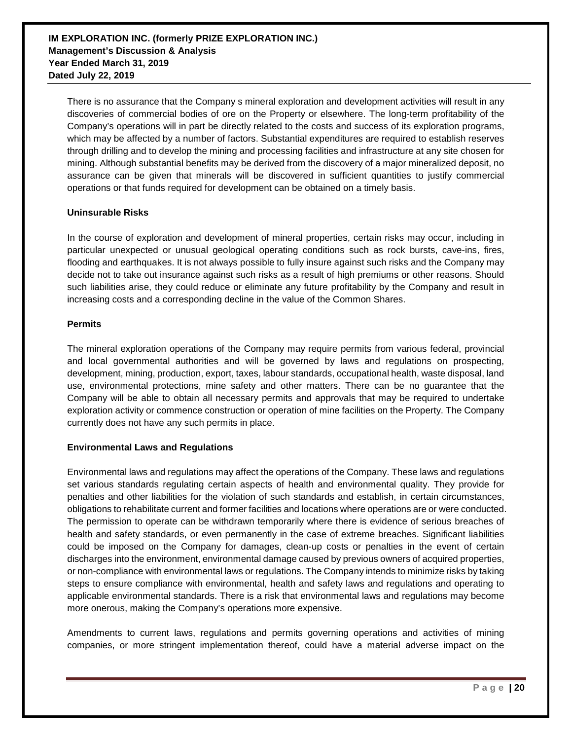There is no assurance that the Company s mineral exploration and development activities will result in any discoveries of commercial bodies of ore on the Property or elsewhere. The long-term profitability of the Company's operations will in part be directly related to the costs and success of its exploration programs, which may be affected by a number of factors. Substantial expenditures are required to establish reserves through drilling and to develop the mining and processing facilities and infrastructure at any site chosen for mining. Although substantial benefits may be derived from the discovery of a major mineralized deposit, no assurance can be given that minerals will be discovered in sufficient quantities to justify commercial operations or that funds required for development can be obtained on a timely basis.

**Uninsurable Risks**

In the course of exploration and development of mineral properties, certain risks may occur, including in particular unexpected or unusual geological operating conditions such as rock bursts, cave-ins, fires, flooding and earthquakes. It is not always possible to fully insure against such risks and the Company may decide not to take out insurance against such risks as a result of high premiums or other reasons. Should such liabilities arise, they could reduce or eliminate any future profitability by the Company and result in increasing costs and a corresponding decline in the value of the Common Shares.

**Permits**

The mineral exploration operations of the Company may require permits from various federal, provincial and local governmental authorities and will be governed by laws and regulations on prospecting, development, mining, production, export, taxes, labour standards, occupational health, waste disposal, land use, environmental protections, mine safety and other matters. There can be no guarantee that the Company will be able to obtain all necessary permits and approvals that may be required to undertake exploration activity or commence construction or operation of mine facilities on the Property. The Company currently does not have any such permits in place.

**Environmental Laws and Regulations**

Environmental laws and regulations may affect the operations of the Company. These laws and regulations set various standards regulating certain aspects of health and environmental quality. They provide for penalties and other liabilities for the violation of such standards and establish, in certain circumstances, obligations to rehabilitate current and former facilities and locations where operations are or were conducted. The permission to operate can be withdrawn temporarily where there is evidence of serious breaches of health and safety standards, or even permanently in the case of extreme breaches. Significant liabilities could be imposed on the Company for damages, clean-up costs or penalties in the event of certain discharges into the environment, environmental damage caused by previous owners of acquired properties, or non-compliance with environmental laws or regulations. The Company intends to minimize risks by taking steps to ensure compliance with environmental, health and safety laws and regulations and operating to applicable environmental standards. There is a risk that environmental laws and regulations may become more onerous, making the Company's operations more expensive.

Amendments to current laws, regulations and permits governing operations and activities of mining companies, or more stringent implementation thereof, could have a material adverse impact on the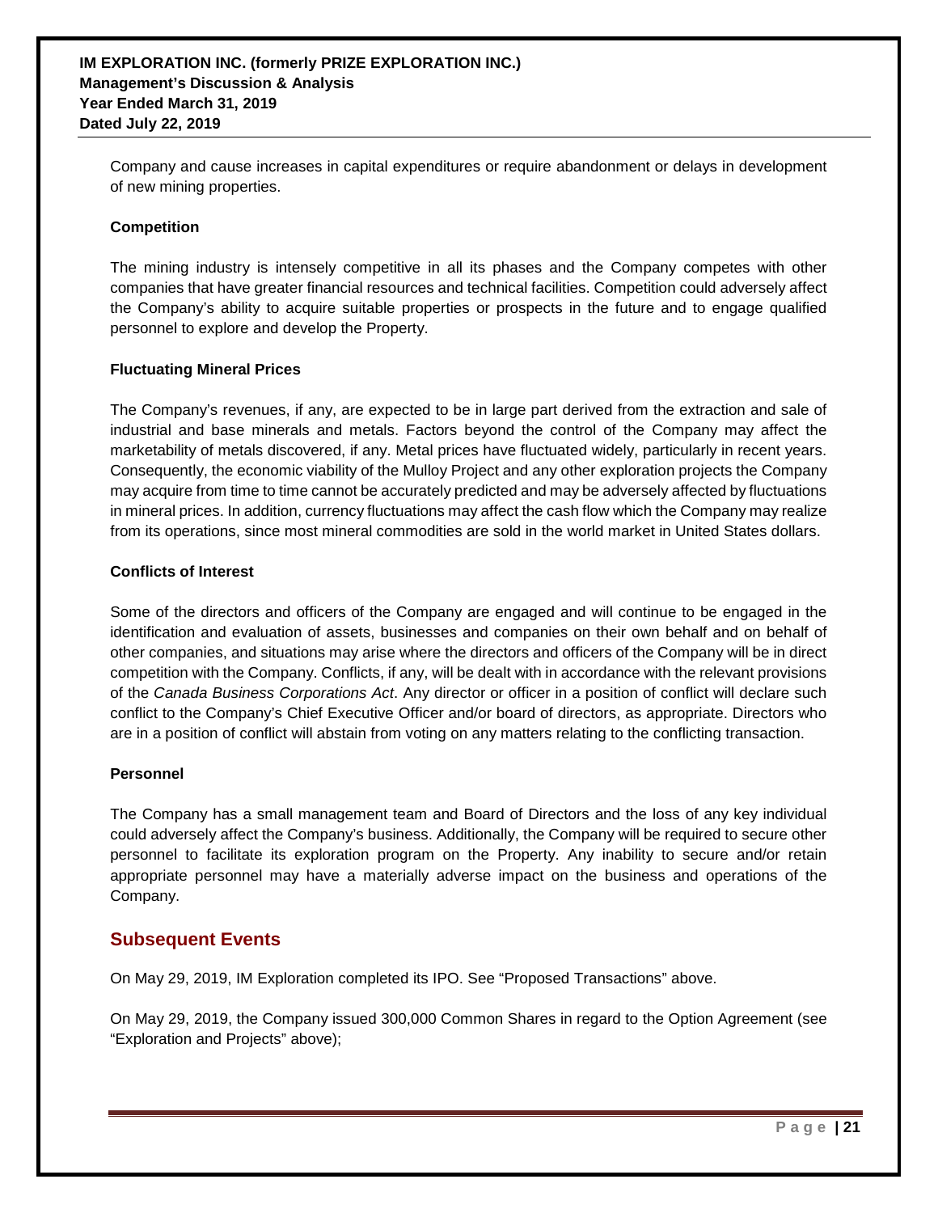Company and cause increases in capital expenditures or require abandonment or delays in development of new mining properties.

**Competition**

The mining industry is intensely competitive in all its phases and the Company competes with other companies that have greater financial resources and technical facilities. Competition could adversely affect the Company's ability to acquire suitable properties or prospects in the future and to engage qualified personnel to explore and develop the Property.

**Fluctuating Mineral Prices**

The Company's revenues, if any, are expected to be in large part derived from the extraction and sale of industrial and base minerals and metals. Factors beyond the control of the Company may affect the marketability of metals discovered, if any. Metal prices have fluctuated widely, particularly in recent years. Consequently, the economic viability of the Mulloy Project and any other exploration projects the Company may acquire from time to time cannot be accurately predicted and may be adversely affected by fluctuations in mineral prices. In addition, currency fluctuations may affect the cash flow which the Company may realize from its operations, since most mineral commodities are sold in the world market in United States dollars.

**Conflicts of Interest**

Some of the directors and officers of the Company are engaged and will continue to be engaged in the identification and evaluation of assets, businesses and companies on their own behalf and on behalf of other companies, and situations may arise where the directors and officers of the Company will be in direct competition with the Company. Conflicts, if any, will be dealt with in accordance with the relevant provisions of the *Canada Business Corporations Act*. Any director or officer in a position of conflict will declare such conflict to the Company's Chief Executive Officer and/or board of directors, as appropriate. Directors who are in a position of conflict will abstain from voting on any matters relating to the conflicting transaction.

**Personnel**

The Company has a small management team and Board of Directors and the loss of any key individual could adversely affect the Company's business. Additionally, the Company will be required to secure other personnel to facilitate its exploration program on the Property. Any inability to secure and/or retain appropriate personnel may have a materially adverse impact on the business and operations of the Company.

## Subsequent Events

On May 29, 2019, IM Exploration completed its IPO. See "Proposed Transactions" above.

On May 29, 2019, the Company issued 300,000 Common Shares in regard to the Option Agreement (see "Exploration and Projects" above);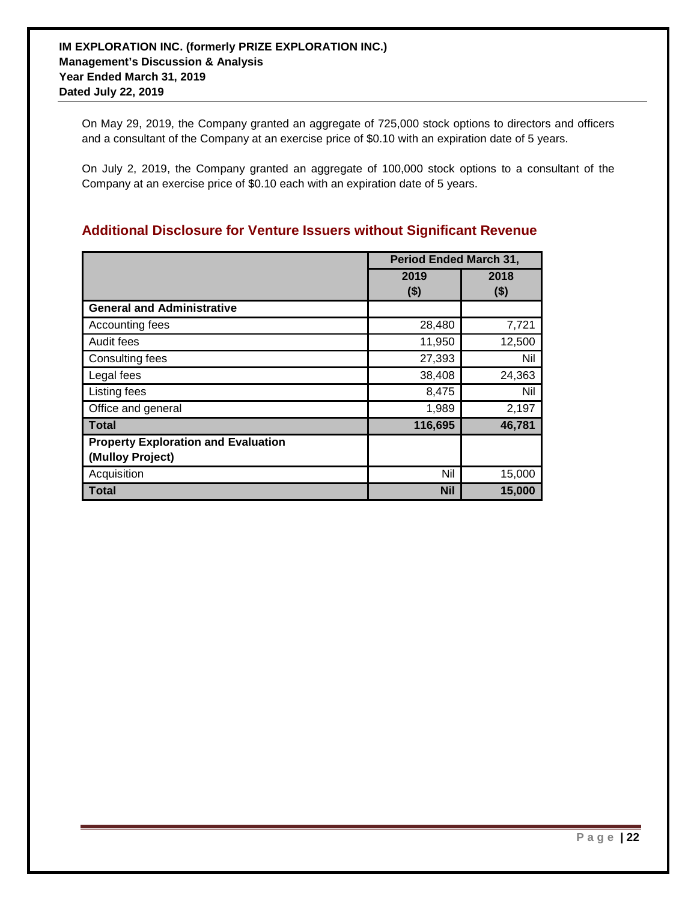On May 29, 2019, the Company granted an aggregate of 725,000 stock options to directors and officers and a consultant of the Company at an exercise price of $0.10 with an expiration date of 5 years.

On July 2, 2019, the Company granted an aggregate of 100,000 stock options to a consultant of the Company at an exercise price of $0.10 each with an expiration date of 5 years.

## Additional Disclosure for Venture Issuers without Significant Revenue

| | Period Ended March 31, | |
|---|---|---|
| | **2019 ($)** | **2018 ($)** |
| **General and Administrative** | | |
| Accounting fees | 28,480 | 7,721 |
| Audit fees | 11,950 | 12,500 |
| Consulting fees | 27,393 | Nil |
| Legal fees | 38,408 | 24,363 |
| Listing fees | 8,475 | Nil |
| Office and general | 1,989 | 2,197 |
| **Total** | **116,695** | **46,781** |
| **Property Exploration and Evaluation (Mulloy Project)** | | |
| Acquisition | Nil | 15,000 |
| **Total** | **Nil** | **15,000** |